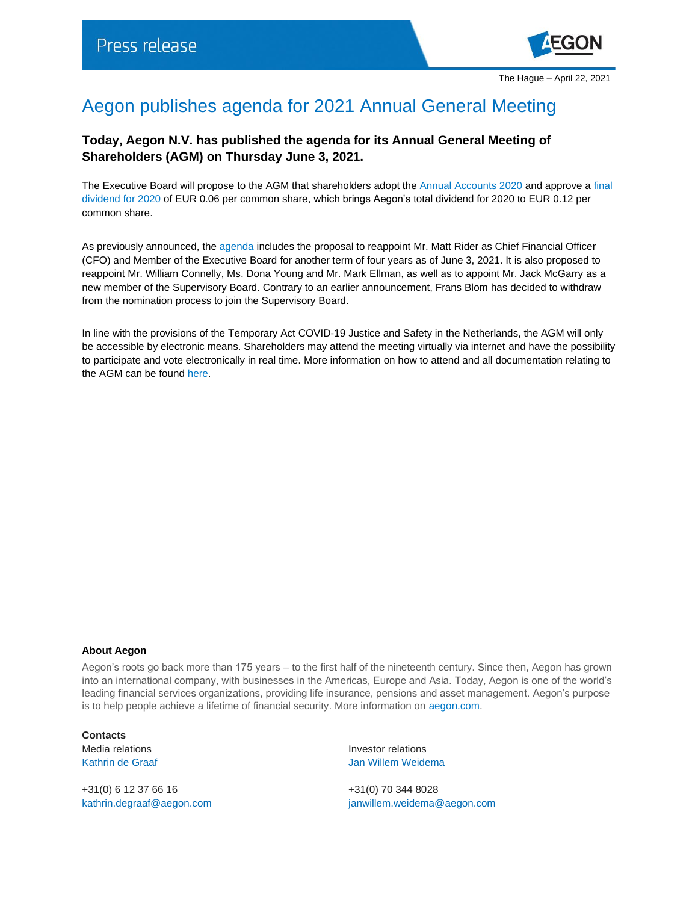Press release

The Hague – April 22, 2021

# Aegon publishes agenda for 2021 Annual General Meeting

**Today, Aegon N.V. has published the agenda for its Annual General Meeting of Shareholders (AGM) on Thursday June 3, 2021.**

The Executive Board will propose to the AGM that shareholders adopt the Annual Accounts 2020 and approve a final dividend for 2020 of EUR 0.06 per common share, which brings Aegon's total dividend for 2020 to EUR 0.12 per common share.

As previously announced, the agenda includes the proposal to reappoint Mr. Matt Rider as Chief Financial Officer (CFO) and Member of the Executive Board for another term of four years as of June 3, 2021. It is also proposed to reappoint Mr. William Connelly, Ms. Dona Young and Mr. Mark Ellman, as well as to appoint Mr. Jack McGarry as a new member of the Supervisory Board. Contrary to an earlier announcement, Frans Blom has decided to withdraw from the nomination process to join the Supervisory Board.

In line with the provisions of the Temporary Act COVID-19 Justice and Safety in the Netherlands, the AGM will only be accessible by electronic means. Shareholders may attend the meeting virtually via internet and have the possibility to participate and vote electronically in real time. More information on how to attend and all documentation relating to the AGM can be found here.

---

**About Aegon**

Aegon's roots go back more than 175 years – to the first half of the nineteenth century. Since then, Aegon has grown into an international company, with businesses in the Americas, Europe and Asia. Today, Aegon is one of the world's leading financial services organizations, providing life insurance, pensions and asset management. Aegon's purpose is to help people achieve a lifetime of financial security. More information on aegon.com.

**Contacts**

Media relations
Kathrin de Graaf

+31(0) 6 12 37 66 16
kathrin.degraaf@aegon.com

Investor relations
Jan Willem Weidema

+31(0) 70 344 8028
janwillem.weidema@aegon.com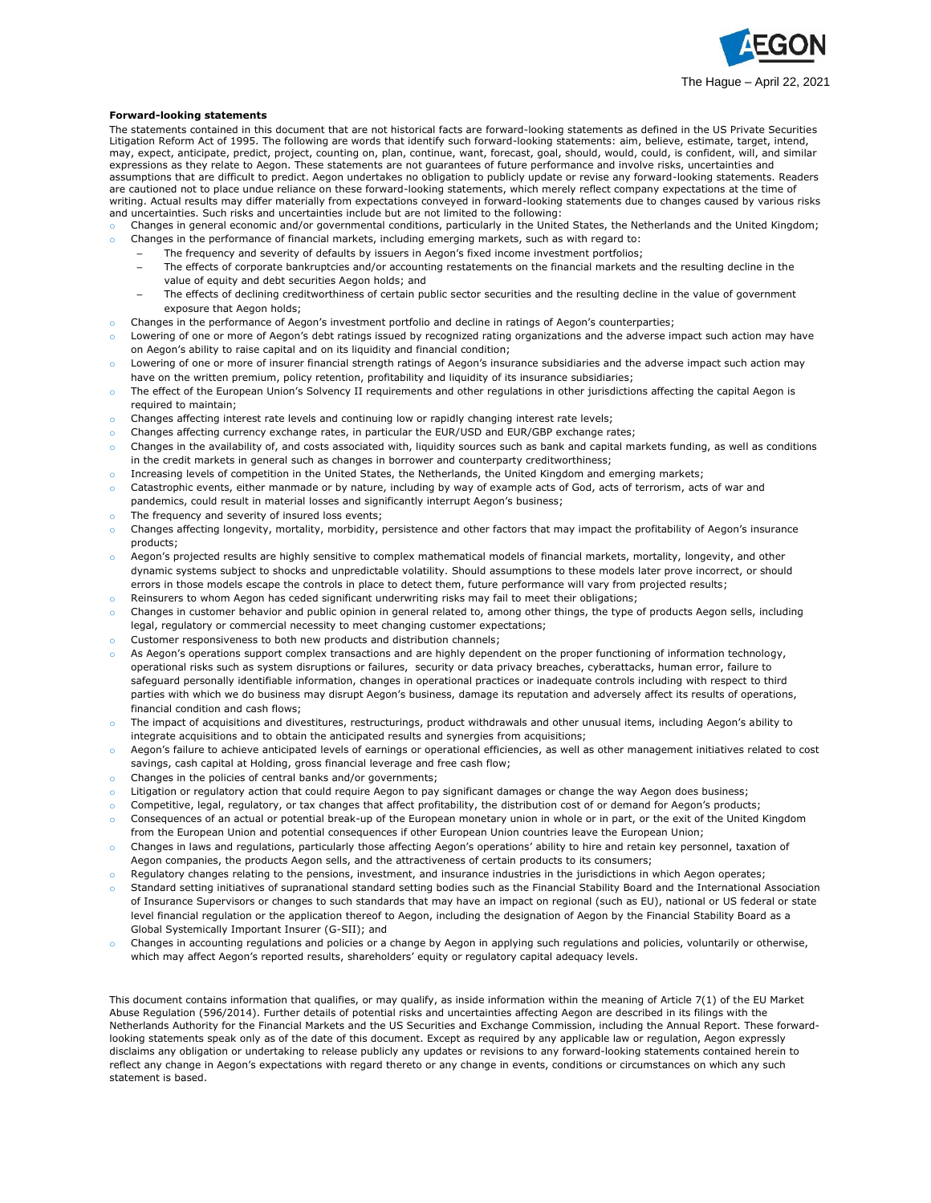The Hague – April 22, 2021

**Forward-looking statements**

The statements contained in this document that are not historical facts are forward-looking statements as defined in the US Private Securities Litigation Reform Act of 1995. The following are words that identify such forward-looking statements: aim, believe, estimate, target, intend, may, expect, anticipate, predict, project, counting on, plan, continue, want, forecast, goal, should, would, could, is confident, will, and similar expressions as they relate to Aegon. These statements are not guarantees of future performance and involve risks, uncertainties and assumptions that are difficult to predict. Aegon undertakes no obligation to publicly update or revise any forward-looking statements. Readers are cautioned not to place undue reliance on these forward-looking statements, which merely reflect company expectations at the time of writing. Actual results may differ materially from expectations conveyed in forward-looking statements due to changes caused by various risks and uncertainties. Such risks and uncertainties include but are not limited to the following:

- Changes in general economic and/or governmental conditions, particularly in the United States, the Netherlands and the United Kingdom;
- Changes in the performance of financial markets, including emerging markets, such as with regard to:
  - The frequency and severity of defaults by issuers in Aegon's fixed income investment portfolios;
  - The effects of corporate bankruptcies and/or accounting restatements on the financial markets and the resulting decline in the value of equity and debt securities Aegon holds; and
  - The effects of declining creditworthiness of certain public sector securities and the resulting decline in the value of government exposure that Aegon holds;
- Changes in the performance of Aegon's investment portfolio and decline in ratings of Aegon's counterparties;
- Lowering of one or more of Aegon's debt ratings issued by recognized rating organizations and the adverse impact such action may have on Aegon's ability to raise capital and on its liquidity and financial condition;
- Lowering of one or more of insurer financial strength ratings of Aegon's insurance subsidiaries and the adverse impact such action may have on the written premium, policy retention, profitability and liquidity of its insurance subsidiaries;
- The effect of the European Union's Solvency II requirements and other regulations in other jurisdictions affecting the capital Aegon is required to maintain;
- Changes affecting interest rate levels and continuing low or rapidly changing interest rate levels;
- Changes affecting currency exchange rates, in particular the EUR/USD and EUR/GBP exchange rates;
- Changes in the availability of, and costs associated with, liquidity sources such as bank and capital markets funding, as well as conditions in the credit markets in general such as changes in borrower and counterparty creditworthiness;
- Increasing levels of competition in the United States, the Netherlands, the United Kingdom and emerging markets;
- Catastrophic events, either manmade or by nature, including by way of example acts of God, acts of terrorism, acts of war and pandemics, could result in material losses and significantly interrupt Aegon's business;
- The frequency and severity of insured loss events;
- Changes affecting longevity, mortality, morbidity, persistence and other factors that may impact the profitability of Aegon's insurance products;
- Aegon's projected results are highly sensitive to complex mathematical models of financial markets, mortality, longevity, and other dynamic systems subject to shocks and unpredictable volatility. Should assumptions to these models later prove incorrect, or should errors in those models escape the controls in place to detect them, future performance will vary from projected results;
- Reinsurers to whom Aegon has ceded significant underwriting risks may fail to meet their obligations;
- Changes in customer behavior and public opinion in general related to, among other things, the type of products Aegon sells, including legal, regulatory or commercial necessity to meet changing customer expectations;
- Customer responsiveness to both new products and distribution channels;
- As Aegon's operations support complex transactions and are highly dependent on the proper functioning of information technology, operational risks such as system disruptions or failures, security or data privacy breaches, cyberattacks, human error, failure to safeguard personally identifiable information, changes in operational practices or inadequate controls including with respect to third parties with which we do business may disrupt Aegon's business, damage its reputation and adversely affect its results of operations, financial condition and cash flows;
- The impact of acquisitions and divestitures, restructurings, product withdrawals and other unusual items, including Aegon's ability to integrate acquisitions and to obtain the anticipated results and synergies from acquisitions;
- Aegon's failure to achieve anticipated levels of earnings or operational efficiencies, as well as other management initiatives related to cost savings, cash capital at Holding, gross financial leverage and free cash flow;
- Changes in the policies of central banks and/or governments;
- Litigation or regulatory action that could require Aegon to pay significant damages or change the way Aegon does business;
- Competitive, legal, regulatory, or tax changes that affect profitability, the distribution cost of or demand for Aegon's products;
- Consequences of an actual or potential break-up of the European monetary union in whole or in part, or the exit of the United Kingdom from the European Union and potential consequences if other European Union countries leave the European Union;
- Changes in laws and regulations, particularly those affecting Aegon's operations' ability to hire and retain key personnel, taxation of Aegon companies, the products Aegon sells, and the attractiveness of certain products to its consumers;
- Regulatory changes relating to the pensions, investment, and insurance industries in the jurisdictions in which Aegon operates;
- Standard setting initiatives of supranational standard setting bodies such as the Financial Stability Board and the International Association of Insurance Supervisors or changes to such standards that may have an impact on regional (such as EU), national or US federal or state level financial regulation or the application thereof to Aegon, including the designation of Aegon by the Financial Stability Board as a Global Systemically Important Insurer (G-SII); and
- Changes in accounting regulations and policies or a change by Aegon in applying such regulations and policies, voluntarily or otherwise, which may affect Aegon's reported results, shareholders' equity or regulatory capital adequacy levels.

This document contains information that qualifies, or may qualify, as inside information within the meaning of Article 7(1) of the EU Market Abuse Regulation (596/2014). Further details of potential risks and uncertainties affecting Aegon are described in its filings with the Netherlands Authority for the Financial Markets and the US Securities and Exchange Commission, including the Annual Report. These forward-looking statements speak only as of the date of this document. Except as required by any applicable law or regulation, Aegon expressly disclaims any obligation or undertaking to release publicly any updates or revisions to any forward-looking statements contained herein to reflect any change in Aegon's expectations with regard thereto or any change in events, conditions or circumstances on which any such statement is based.